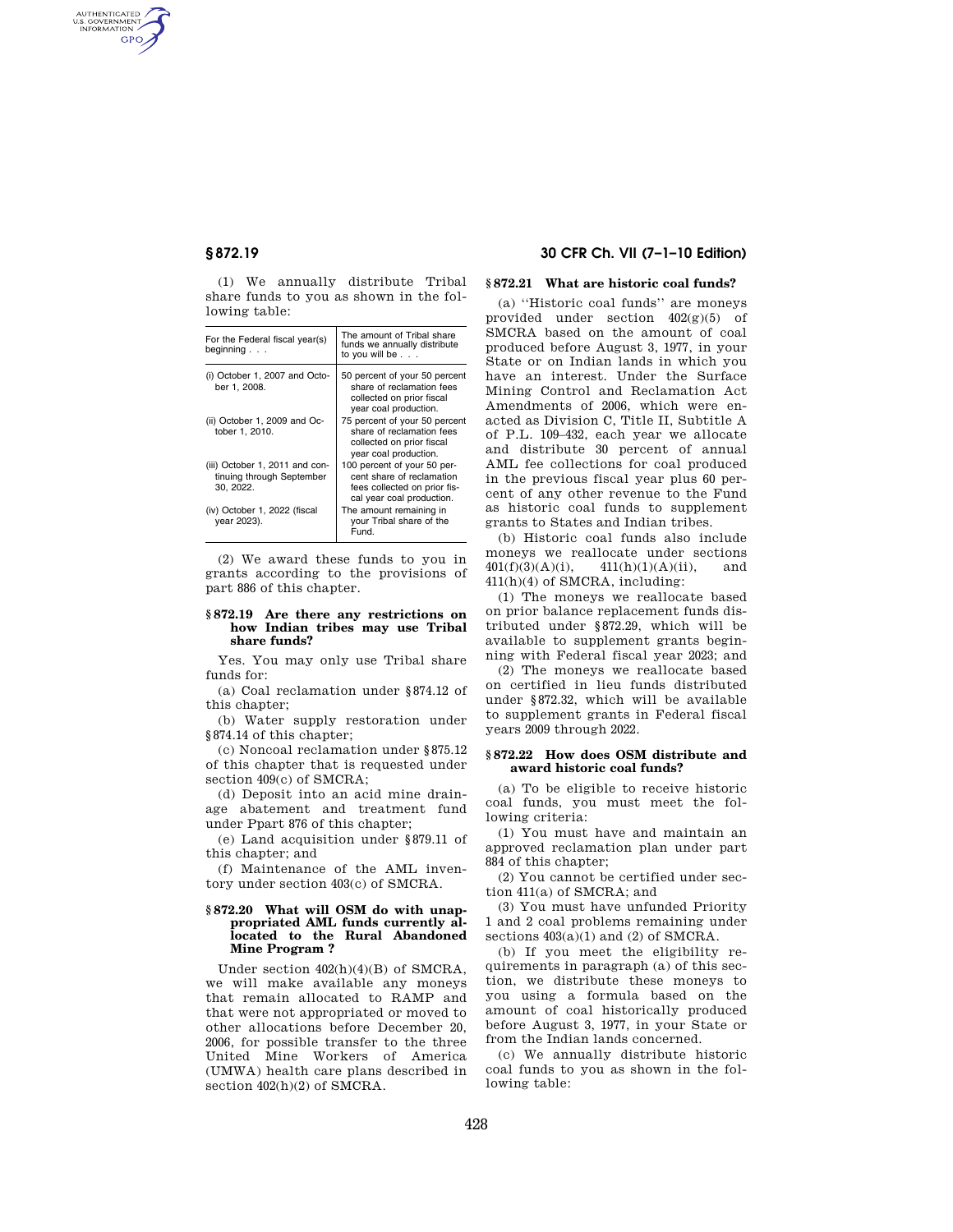(1) We annually distribute Tribal share funds to you as shown in the following table:

| For the Federal fiscal year(s) beginning . . . | The amount of Tribal share funds we annually distribute to you will be . . . |
|---|---|
| (i) October 1, 2007 and October 1, 2008. | 50 percent of your 50 percent share of reclamation fees collected on prior fiscal year coal production. |
| (ii) October 1, 2009 and October 1, 2010. | 75 percent of your 50 percent share of reclamation fees collected on prior fiscal year coal production. |
| (iii) October 1, 2011 and continuing through September 30, 2022. | 100 percent of your 50 percent share of reclamation fees collected on prior fiscal year coal production. |
| (iv) October 1, 2022 (fiscal year 2023). | The amount remaining in your Tribal share of the Fund. |

(2) We award these funds to you in grants according to the provisions of part 886 of this chapter.

### § 872.19 Are there any restrictions on how Indian tribes may use Tribal share funds?

Yes. You may only use Tribal share funds for:

(a) Coal reclamation under § 874.12 of this chapter;

(b) Water supply restoration under § 874.14 of this chapter;

(c) Noncoal reclamation under § 875.12 of this chapter that is requested under section 409(c) of SMCRA;

(d) Deposit into an acid mine drainage abatement and treatment fund under Ppart 876 of this chapter;

(e) Land acquisition under § 879.11 of this chapter; and

(f) Maintenance of the AML inventory under section 403(c) of SMCRA.

### § 872.20 What will OSM do with unappropriated AML funds currently allocated to the Rural Abandoned Mine Program ?

Under section 402(h)(4)(B) of SMCRA, we will make available any moneys that remain allocated to RAMP and that were not appropriated or moved to other allocations before December 20, 2006, for possible transfer to the three United Mine Workers of America (UMWA) health care plans described in section 402(h)(2) of SMCRA.

### § 872.21 What are historic coal funds?

(a) ''Historic coal funds'' are moneys provided under section 402(g)(5) of SMCRA based on the amount of coal produced before August 3, 1977, in your State or on Indian lands in which you have an interest. Under the Surface Mining Control and Reclamation Act Amendments of 2006, which were enacted as Division C, Title II, Subtitle A of P.L. 109–432, each year we allocate and distribute 30 percent of annual AML fee collections for coal produced in the previous fiscal year plus 60 percent of any other revenue to the Fund as historic coal funds to supplement grants to States and Indian tribes.

(b) Historic coal funds also include moneys we reallocate under sections 401(f)(3)(A)(i), 411(h)(1)(A)(ii), and 411(h)(4) of SMCRA, including:

(1) The moneys we reallocate based on prior balance replacement funds distributed under § 872.29, which will be available to supplement grants beginning with Federal fiscal year 2023; and

(2) The moneys we reallocate based on certified in lieu funds distributed under § 872.32, which will be available to supplement grants in Federal fiscal years 2009 through 2022.

### § 872.22 How does OSM distribute and award historic coal funds?

(a) To be eligible to receive historic coal funds, you must meet the following criteria:

(1) You must have and maintain an approved reclamation plan under part 884 of this chapter;

(2) You cannot be certified under section 411(a) of SMCRA; and

(3) You must have unfunded Priority 1 and 2 coal problems remaining under sections 403(a)(1) and (2) of SMCRA.

(b) If you meet the eligibility requirements in paragraph (a) of this section, we distribute these moneys to you using a formula based on the amount of coal historically produced before August 3, 1977, in your State or from the Indian lands concerned.

(c) We annually distribute historic coal funds to you as shown in the following table: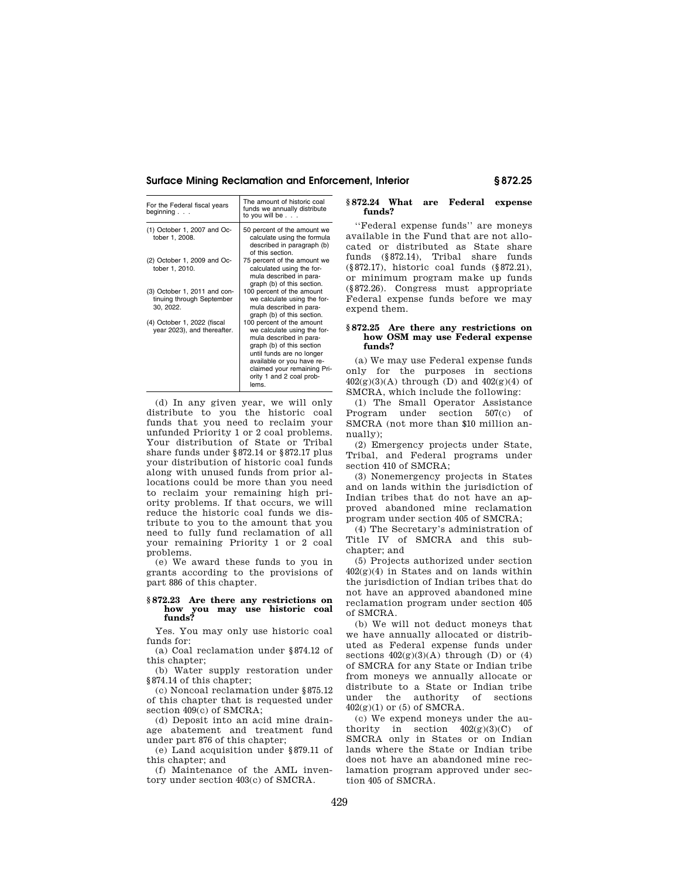| For the Federal fiscal years beginning . . . | The amount of historic coal funds we annually distribute to you will be . . . |
|---|---|
| (1) October 1, 2007 and October 1, 2008. | 50 percent of the amount we calculate using the formula described in paragraph (b) of this section. |
| (2) October 1, 2009 and October 1, 2010. | 75 percent of the amount we calculated using the formula described in paragraph (b) of this section. |
| (3) October 1, 2011 and continuing through September 30, 2022. | 100 percent of the amount we calculate using the formula described in paragraph (b) of this section. |
| (4) October 1, 2022 (fiscal year 2023), and thereafter. | 100 percent of the amount we calculate using the formula described in paragraph (b) of this section until funds are no longer available or you have reclaimed your remaining Priority 1 and 2 coal problems. |

(d) In any given year, we will only distribute to you the historic coal funds that you need to reclaim your unfunded Priority 1 or 2 coal problems. Your distribution of State or Tribal share funds under §872.14 or §872.17 plus your distribution of historic coal funds along with unused funds from prior allocations could be more than you need to reclaim your remaining high priority problems. If that occurs, we will reduce the historic coal funds we distribute to you to the amount that you need to fully fund reclamation of all your remaining Priority 1 or 2 coal problems.

(e) We award these funds to you in grants according to the provisions of part 886 of this chapter.

### §872.23 Are there any restrictions on how you may use historic coal funds?

Yes. You may only use historic coal funds for:

(a) Coal reclamation under §874.12 of this chapter;

(b) Water supply restoration under §874.14 of this chapter;

(c) Noncoal reclamation under §875.12 of this chapter that is requested under section 409(c) of SMCRA;

(d) Deposit into an acid mine drainage abatement and treatment fund under part 876 of this chapter;

(e) Land acquisition under §879.11 of this chapter; and

(f) Maintenance of the AML inventory under section 403(c) of SMCRA.

### §872.24 What are Federal expense funds?

''Federal expense funds'' are moneys available in the Fund that are not allocated or distributed as State share funds (§872.14), Tribal share funds (§872.17), historic coal funds (§872.21), or minimum program make up funds (§872.26). Congress must appropriate Federal expense funds before we may expend them.

### §872.25 Are there any restrictions on how OSM may use Federal expense funds?

(a) We may use Federal expense funds only for the purposes in sections 402(g)(3)(A) through (D) and 402(g)(4) of SMCRA, which include the following:

(1) The Small Operator Assistance Program under section 507(c) of SMCRA (not more than $10 million annually);

(2) Emergency projects under State, Tribal, and Federal programs under section 410 of SMCRA;

(3) Nonemergency projects in States and on lands within the jurisdiction of Indian tribes that do not have an approved abandoned mine reclamation program under section 405 of SMCRA;

(4) The Secretary's administration of Title IV of SMCRA and this subchapter; and

(5) Projects authorized under section 402(g)(4) in States and on lands within the jurisdiction of Indian tribes that do not have an approved abandoned mine reclamation program under section 405 of SMCRA.

(b) We will not deduct moneys that we have annually allocated or distributed as Federal expense funds under sections 402(g)(3)(A) through (D) or (4) of SMCRA for any State or Indian tribe from moneys we annually allocate or distribute to a State or Indian tribe under the authority of sections 402(g)(1) or (5) of SMCRA.

(c) We expend moneys under the authority in section 402(g)(3)(C) of SMCRA only in States or on Indian lands where the State or Indian tribe does not have an abandoned mine reclamation program approved under section 405 of SMCRA.